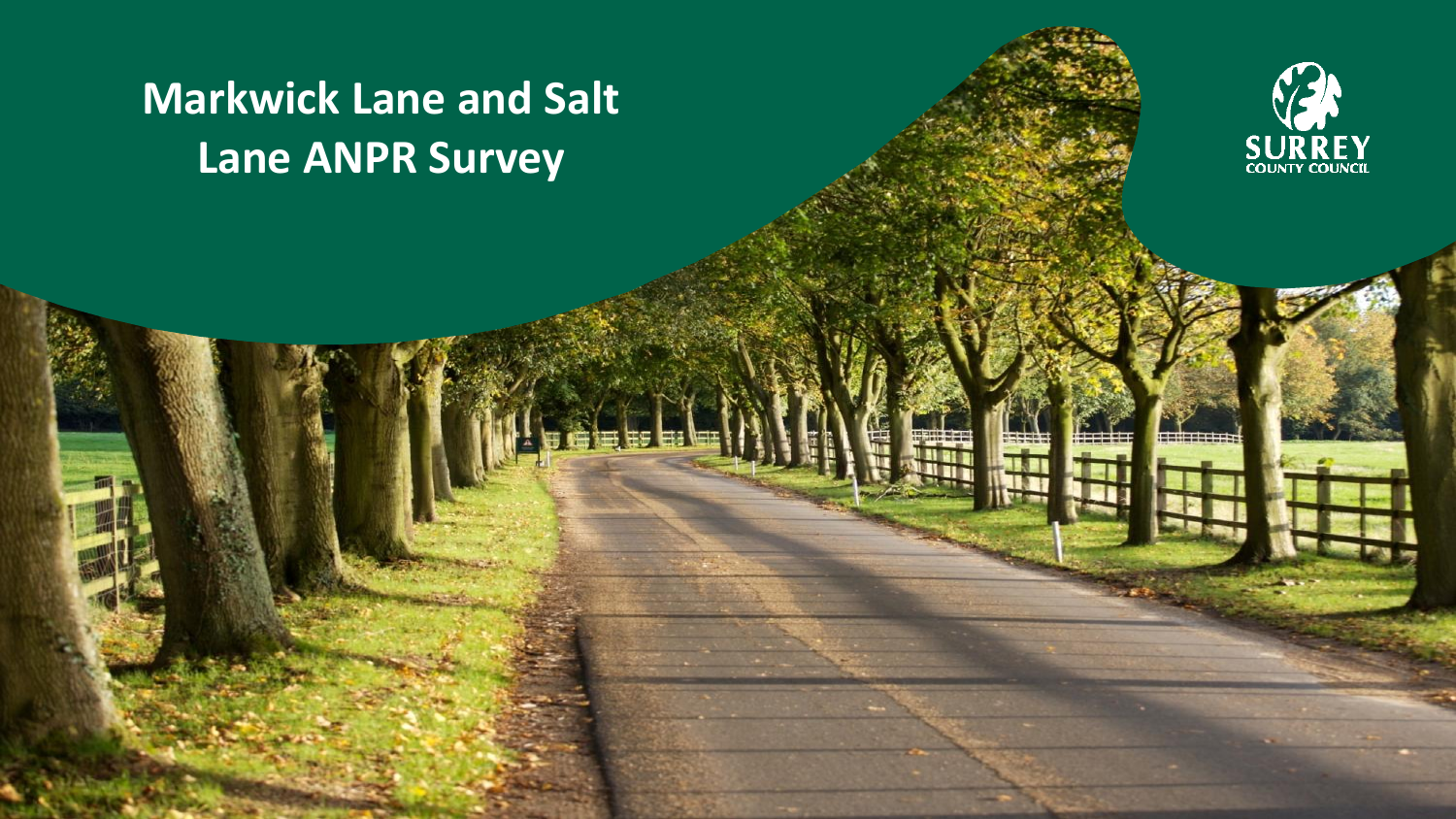# Markwick Lane and Salt Lane ANPR Survey

SURREY
COUNTY COUNCIL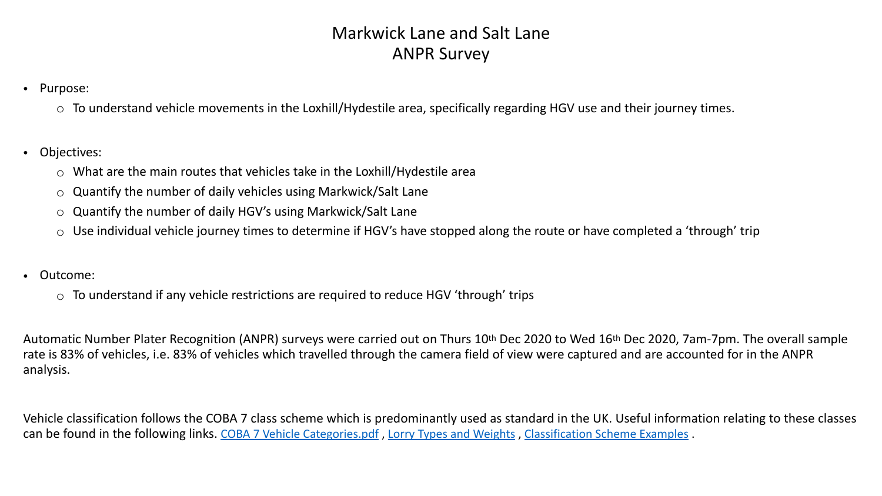# Markwick Lane and Salt Lane
# ANPR Survey

- Purpose:
  - To understand vehicle movements in the Loxhill/Hydestile area, specifically regarding HGV use and their journey times.

- Objectives:
  - What are the main routes that vehicles take in the Loxhill/Hydestile area
  - Quantify the number of daily vehicles using Markwick/Salt Lane
  - Quantify the number of daily HGV's using Markwick/Salt Lane
  - Use individual vehicle journey times to determine if HGV's have stopped along the route or have completed a 'through' trip

- Outcome:
  - To understand if any vehicle restrictions are required to reduce HGV 'through' trips

Automatic Number Plater Recognition (ANPR) surveys were carried out on Thurs 10th Dec 2020 to Wed 16th Dec 2020, 7am-7pm. The overall sample rate is 83% of vehicles, i.e. 83% of vehicles which travelled through the camera field of view were captured and are accounted for in the ANPR analysis.

Vehicle classification follows the COBA 7 class scheme which is predominantly used as standard in the UK. Useful information relating to these classes can be found in the following links. [COBA 7 Vehicle Categories.pdf](), [Lorry Types and Weights](), [Classification Scheme Examples]() .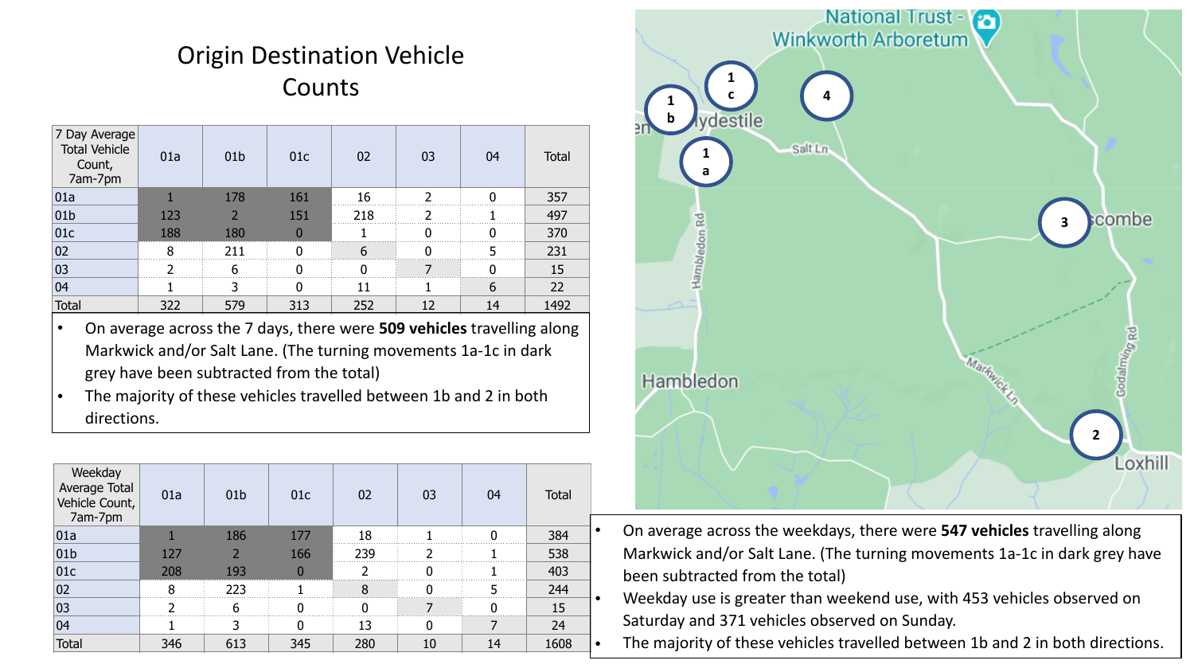# Origin Destination Vehicle Counts

| 7 Day Average Total Vehicle Count, 7am-7pm | 01a | 01b | 01c | 02 | 03 | 04 | Total |
|---|---|---|---|---|---|---|---|
| 01a | 1 | 178 | 161 | 16 | 2 | 0 | 357 |
| 01b | 123 | 2 | 151 | 218 | 2 | 1 | 497 |
| 01c | 188 | 180 | 0 | 1 | 0 | 0 | 370 |
| 02 | 8 | 211 | 0 | 6 | 0 | 5 | 231 |
| 03 | 2 | 6 | 0 | 0 | 7 | 0 | 15 |
| 04 | 1 | 3 | 0 | 11 | 1 | 6 | 22 |
| Total | 322 | 579 | 313 | 252 | 12 | 14 | 1492 |

- On average across the 7 days, there were **509 vehicles** travelling along Markwick and/or Salt Lane. (The turning movements 1a-1c in dark grey have been subtracted from the total)
- The majority of these vehicles travelled between 1b and 2 in both directions.

| Weekday Average Total Vehicle Count, 7am-7pm | 01a | 01b | 01c | 02 | 03 | 04 | Total |
|---|---|---|---|---|---|---|---|
| 01a | 1 | 186 | 177 | 18 | 1 | 0 | 384 |
| 01b | 127 | 2 | 166 | 239 | 2 | 1 | 538 |
| 01c | 208 | 193 | 0 | 2 | 0 | 1 | 403 |
| 02 | 8 | 223 | 1 | 8 | 0 | 5 | 244 |
| 03 | 2 | 6 | 0 | 0 | 7 | 0 | 15 |
| 04 | 1 | 3 | 0 | 13 | 0 | 7 | 24 |
| Total | 346 | 613 | 345 | 280 | 10 | 14 | 1608 |

- On average across the weekdays, there were **547 vehicles** travelling along Markwick and/or Salt Lane. (The turning movements 1a-1c in dark grey have been subtracted from the total)
- Weekday use is greater than weekend use, with 453 vehicles observed on Saturday and 371 vehicles observed on Sunday.
- The majority of these vehicles travelled between 1b and 2 in both directions.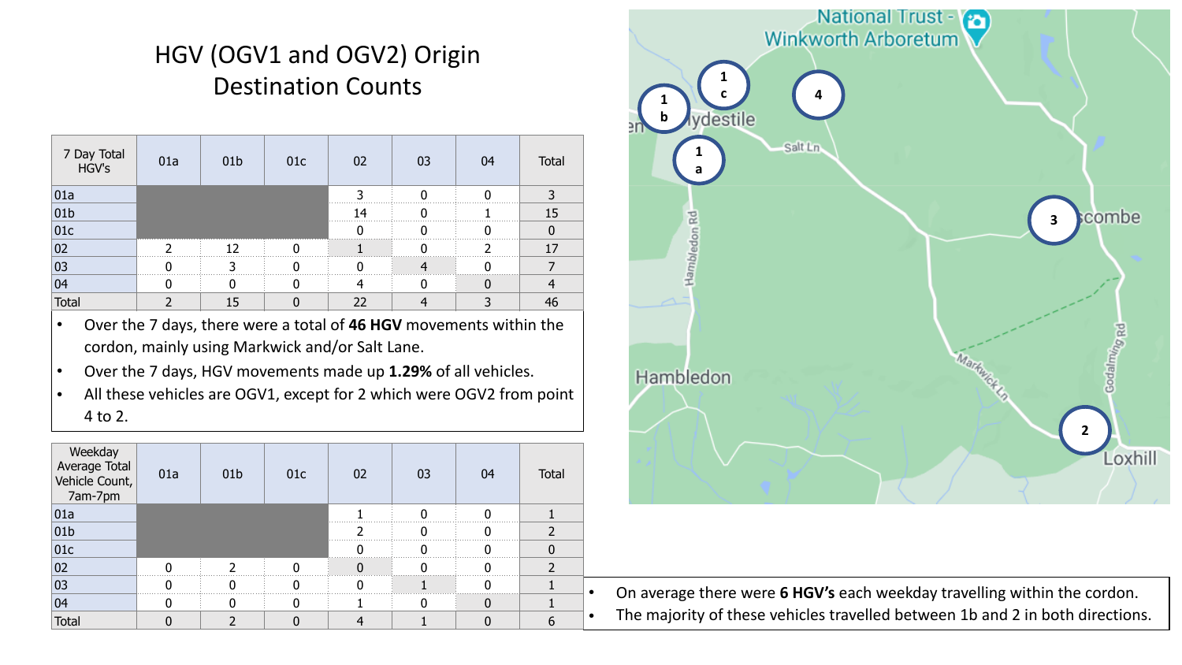# HGV (OGV1 and OGV2) Origin Destination Counts

| 7 Day Total HGV's | 01a | 01b | 01c | 02 | 03 | 04 | Total |
|---|---|---|---|---|---|---|---|
| 01a | | | | 3 | 0 | 0 | 3 |
| 01b | | | | 14 | 0 | 1 | 15 |
| 01c | | | | 0 | 0 | 0 | 0 |
| 02 | 2 | 12 | 0 | 1 | 0 | 2 | 17 |
| 03 | 0 | 3 | 0 | 0 | 4 | 0 | 7 |
| 04 | 0 | 0 | 0 | 4 | 0 | 0 | 4 |
| Total | 2 | 15 | 0 | 22 | 4 | 3 | 46 |

- Over the 7 days, there were a total of **46 HGV** movements within the cordon, mainly using Markwick and/or Salt Lane.
- Over the 7 days, HGV movements made up **1.29%** of all vehicles.
- All these vehicles are OGV1, except for 2 which were OGV2 from point 4 to 2.

| Weekday Average Total Vehicle Count, 7am-7pm | 01a | 01b | 01c | 02 | 03 | 04 | Total |
|---|---|---|---|---|---|---|---|
| 01a | | | | 1 | 0 | 0 | 1 |
| 01b | | | | 2 | 0 | 0 | 2 |
| 01c | | | | 0 | 0 | 0 | 0 |
| 02 | 0 | 2 | 0 | 0 | 0 | 0 | 2 |
| 03 | 0 | 0 | 0 | 0 | 1 | 0 | 1 |
| 04 | 0 | 0 | 0 | 1 | 0 | 0 | 1 |
| Total | 0 | 2 | 0 | 4 | 1 | 0 | 6 |

- On average there were **6 HGV's** each weekday travelling within the cordon.
- The majority of these vehicles travelled between 1b and 2 in both directions.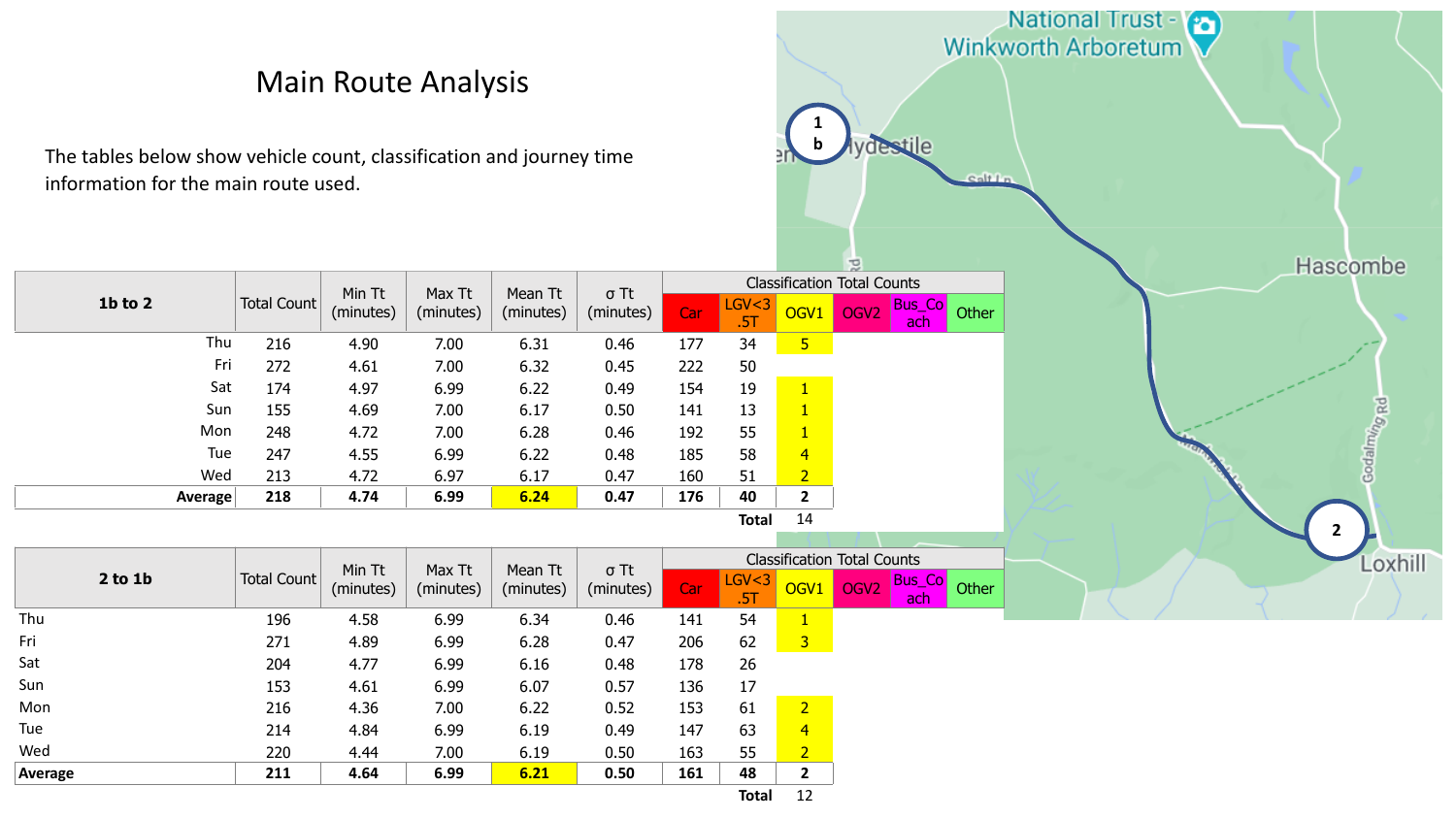# Main Route Analysis

The tables below show vehicle count, classification and journey time information for the main route used.

| 1b to 2 | Total Count | Min Tt (minutes) | Max Tt (minutes) | Mean Tt (minutes) | σ Tt (minutes) | Classification Total Counts | | | | | |
|---|---|---|---|---|---|---|---|---|---|---|---|
| | | | | | | Car | LGV<3.5T | OGV1 | OGV2 | Bus_Coach | Other |
| Thu | 216 | 4.90 | 7.00 | 6.31 | 0.46 | 177 | 34 | 5 | | | |
| Fri | 272 | 4.61 | 7.00 | 6.32 | 0.45 | 222 | 50 | | | | |
| Sat | 174 | 4.97 | 6.99 | 6.22 | 0.49 | 154 | 19 | 1 | | | |
| Sun | 155 | 4.69 | 7.00 | 6.17 | 0.50 | 141 | 13 | 1 | | | |
| Mon | 248 | 4.72 | 7.00 | 6.28 | 0.46 | 192 | 55 | 1 | | | |
| Tue | 247 | 4.55 | 6.99 | 6.22 | 0.48 | 185 | 58 | 4 | | | |
| Wed | 213 | 4.72 | 6.97 | 6.17 | 0.47 | 160 | 51 | 2 | | | |
| **Average** | **218** | **4.74** | **6.99** | **6.24** | **0.47** | **176** | **40** | **2** | | | |
| | | | | | | | Total | 14 | | | |

| 2 to 1b | Total Count | Min Tt (minutes) | Max Tt (minutes) | Mean Tt (minutes) | σ Tt (minutes) | Classification Total Counts | | | | | |
|---|---|---|---|---|---|---|---|---|---|---|---|
| | | | | | | Car | LGV<3.5T | OGV1 | OGV2 | Bus_Coach | Other |
| Thu | 196 | 4.58 | 6.99 | 6.34 | 0.46 | 141 | 54 | 1 | | | |
| Fri | 271 | 4.89 | 6.99 | 6.28 | 0.47 | 206 | 62 | 3 | | | |
| Sat | 204 | 4.77 | 6.99 | 6.16 | 0.48 | 178 | 26 | | | | |
| Sun | 153 | 4.61 | 6.99 | 6.07 | 0.57 | 136 | 17 | | | | |
| Mon | 216 | 4.36 | 7.00 | 6.22 | 0.52 | 153 | 61 | 2 | | | |
| Tue | 214 | 4.84 | 6.99 | 6.19 | 0.49 | 147 | 63 | 4 | | | |
| Wed | 220 | 4.44 | 7.00 | 6.19 | 0.50 | 163 | 55 | 2 | | | |
| **Average** | **211** | **4.64** | **6.99** | **6.21** | **0.50** | **161** | **48** | **2** | | | |
| | | | | | | | Total | 12 | | | |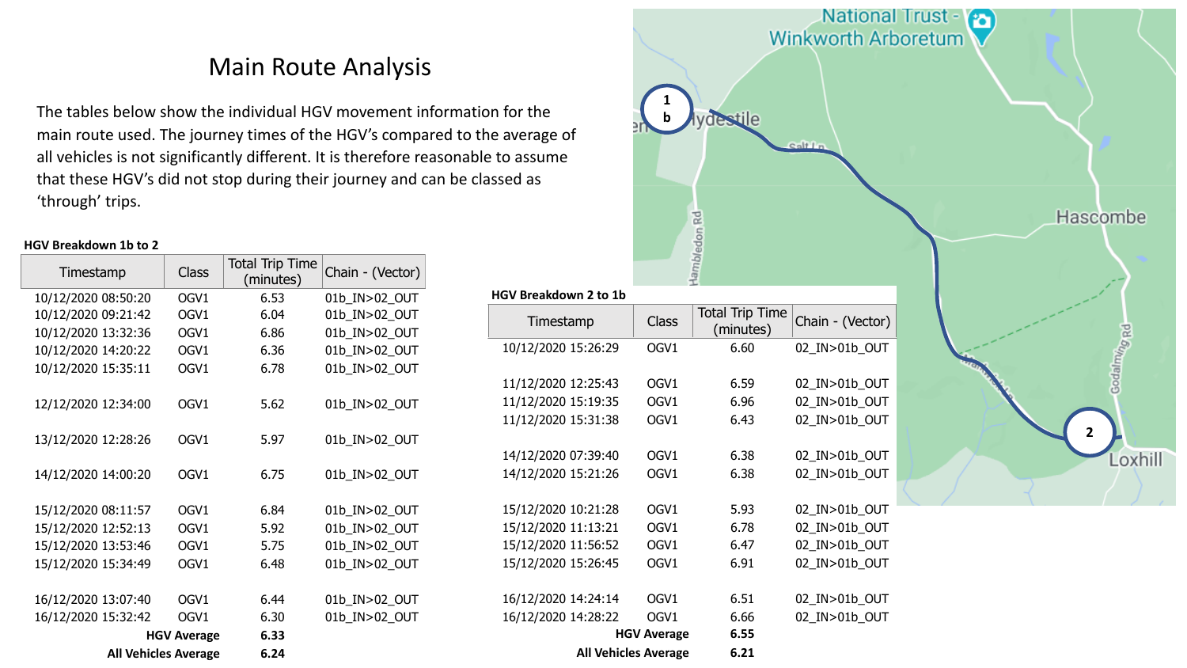# Main Route Analysis

The tables below show the individual HGV movement information for the main route used. The journey times of the HGV's compared to the average of all vehicles is not significantly different. It is therefore reasonable to assume that these HGV's did not stop during their journey and can be classed as 'through' trips.

**HGV Breakdown 1b to 2**

| Timestamp | Class | Total Trip Time (minutes) | Chain - (Vector) |
|---|---|---|---|
| 10/12/2020 08:50:20 | OGV1 | 6.53 | 01b_IN>02_OUT |
| 10/12/2020 09:21:42 | OGV1 | 6.04 | 01b_IN>02_OUT |
| 10/12/2020 13:32:36 | OGV1 | 6.86 | 01b_IN>02_OUT |
| 10/12/2020 14:20:22 | OGV1 | 6.36 | 01b_IN>02_OUT |
| 10/12/2020 15:35:11 | OGV1 | 6.78 | 01b_IN>02_OUT |
| 12/12/2020 12:34:00 | OGV1 | 5.62 | 01b_IN>02_OUT |
| 13/12/2020 12:28:26 | OGV1 | 5.97 | 01b_IN>02_OUT |
| 14/12/2020 14:00:20 | OGV1 | 6.75 | 01b_IN>02_OUT |
| 15/12/2020 08:11:57 | OGV1 | 6.84 | 01b_IN>02_OUT |
| 15/12/2020 12:52:13 | OGV1 | 5.92 | 01b_IN>02_OUT |
| 15/12/2020 13:53:46 | OGV1 | 5.75 | 01b_IN>02_OUT |
| 15/12/2020 15:34:49 | OGV1 | 6.48 | 01b_IN>02_OUT |
| 16/12/2020 13:07:40 | OGV1 | 6.44 | 01b_IN>02_OUT |
| 16/12/2020 15:32:42 | OGV1 | 6.30 | 01b_IN>02_OUT |
| **HGV Average** | | **6.33** | |
| **All Vehicles Average** | | **6.24** | |

**HGV Breakdown 2 to 1b**

| Timestamp | Class | Total Trip Time (minutes) | Chain - (Vector) |
|---|---|---|---|
| 10/12/2020 15:26:29 | OGV1 | 6.60 | 02_IN>01b_OUT |
| 11/12/2020 12:25:43 | OGV1 | 6.59 | 02_IN>01b_OUT |
| 11/12/2020 15:19:35 | OGV1 | 6.96 | 02_IN>01b_OUT |
| 11/12/2020 15:31:38 | OGV1 | 6.43 | 02_IN>01b_OUT |
| 14/12/2020 07:39:40 | OGV1 | 6.38 | 02_IN>01b_OUT |
| 14/12/2020 15:21:26 | OGV1 | 6.38 | 02_IN>01b_OUT |
| 15/12/2020 10:21:28 | OGV1 | 5.93 | 02_IN>01b_OUT |
| 15/12/2020 11:13:21 | OGV1 | 6.78 | 02_IN>01b_OUT |
| 15/12/2020 11:56:52 | OGV1 | 6.47 | 02_IN>01b_OUT |
| 15/12/2020 15:26:45 | OGV1 | 6.91 | 02_IN>01b_OUT |
| 16/12/2020 14:24:14 | OGV1 | 6.51 | 02_IN>01b_OUT |
| 16/12/2020 14:28:22 | OGV1 | 6.66 | 02_IN>01b_OUT |
| **HGV Average** | | **6.55** | |
| **All Vehicles Average** | | **6.21** | |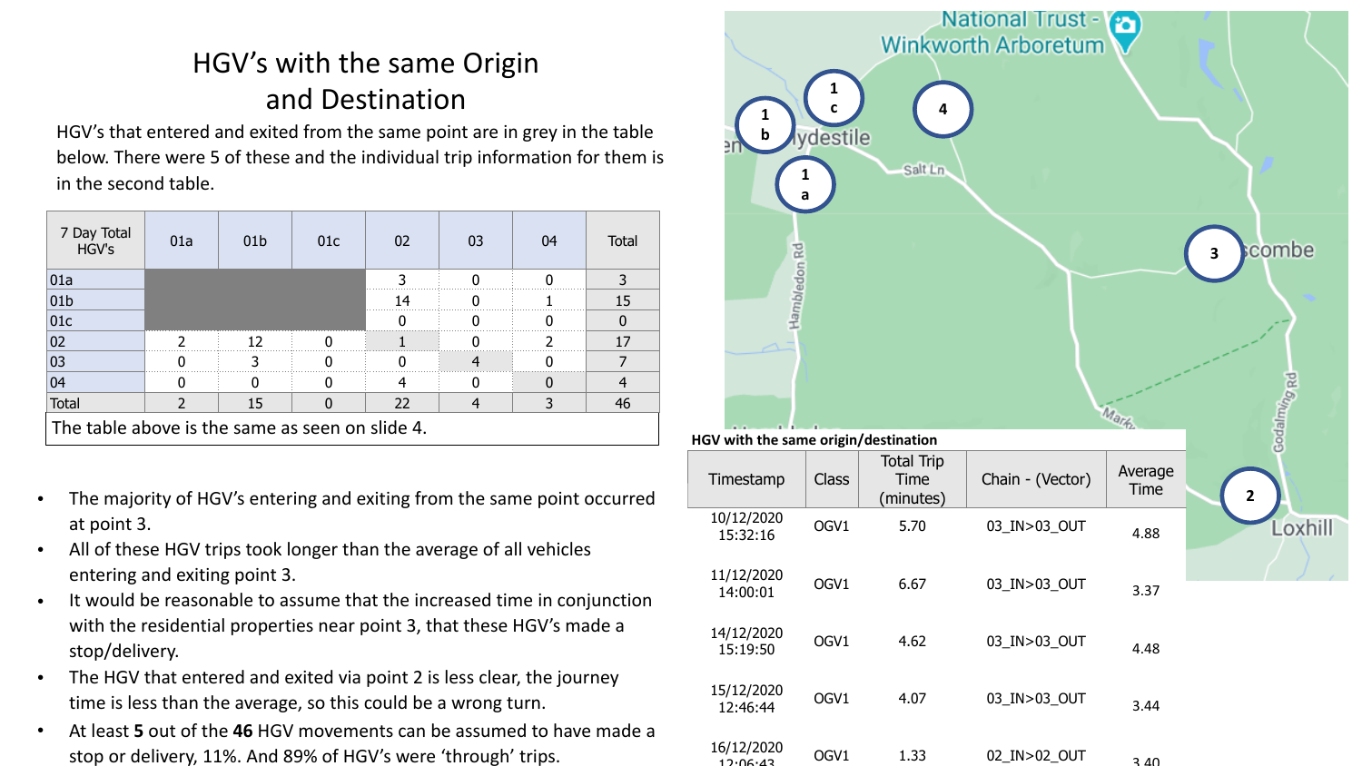# HGV's with the same Origin and Destination

HGV's that entered and exited from the same point are in grey in the table below. There were 5 of these and the individual trip information for them is in the second table.

| 7 Day Total HGV's | 01a | 01b | 01c | 02 | 03 | 04 | Total |
|---|---|---|---|---|---|---|---|
| 01a | | | | 3 | 0 | 0 | 3 |
| 01b | | | | 14 | 0 | 1 | 15 |
| 01c | | | | 0 | 0 | 0 | 0 |
| 02 | 2 | 12 | 0 | 1 | 0 | 2 | 17 |
| 03 | 0 | 3 | 0 | 0 | 4 | 0 | 7 |
| 04 | 0 | 0 | 0 | 4 | 0 | 0 | 4 |
| Total | 2 | 15 | 0 | 22 | 4 | 3 | 46 |

The table above is the same as seen on slide 4.

- The majority of HGV's entering and exiting from the same point occurred at point 3.
- All of these HGV trips took longer than the average of all vehicles entering and exiting point 3.
- It would be reasonable to assume that the increased time in conjunction with the residential properties near point 3, that these HGV's made a stop/delivery.
- The HGV that entered and exited via point 2 is less clear, the journey time is less than the average, so this could be a wrong turn.
- At least **5** out of the **46** HGV movements can be assumed to have made a stop or delivery, 11%. And 89% of HGV's were 'through' trips.

National Trust - Winkworth Arboretum

1c

1b

4

1a

Salt Ln

Hambledon Rd

3

2

Loxhill

Godalming Rd

**HGV with the same origin/destination**

| Timestamp | Class | Total Trip Time (minutes) | Chain - (Vector) | Average Time |
|---|---|---|---|---|
| 10/12/2020 15:32:16 | OGV1 | 5.70 | 03_IN>03_OUT | 4.88 |
| 11/12/2020 14:00:01 | OGV1 | 6.67 | 03_IN>03_OUT | 3.37 |
| 14/12/2020 15:19:50 | OGV1 | 4.62 | 03_IN>03_OUT | 4.48 |
| 15/12/2020 12:46:44 | OGV1 | 4.07 | 03_IN>03_OUT | 3.44 |
| 16/12/2020 12:06:43 | OGV1 | 1.33 | 02_IN>02_OUT | 3.40 |